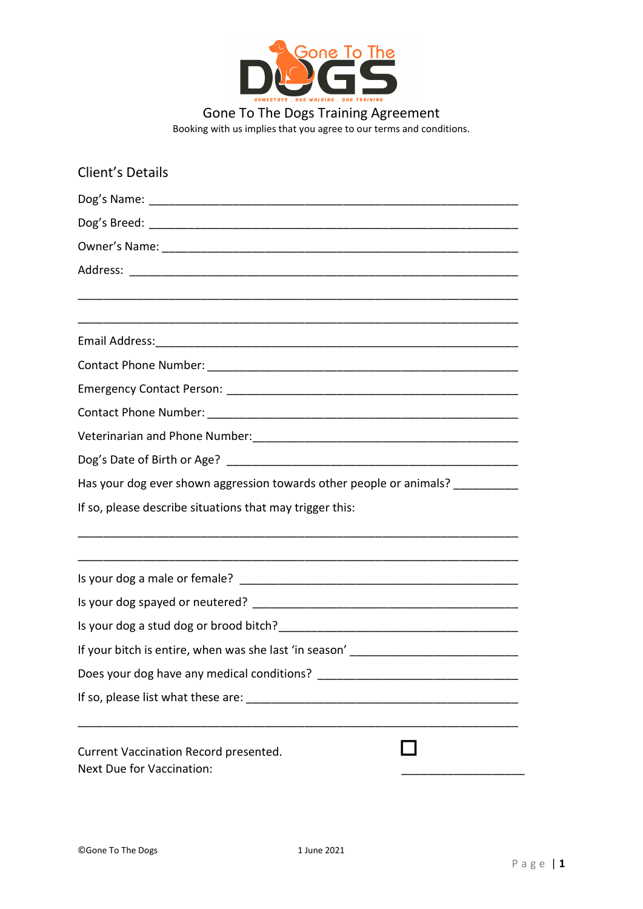Gone To The DOGS

HOMESTAYS . DOG WALKING . DOG TRAINING

# Gone To The Dogs Training Agreement

Booking with us implies that you agree to our terms and conditions.

## Client's Details

Dog's Name: ____________________________________________________________

Dog's Breed: ____________________________________________________________

Owner's Name: __________________________________________________________

Address: _______________________________________________________________

_______________________________________________________________________

_______________________________________________________________________

Email Address:___________________________________________________________

Contact Phone Number: ___________________________________________________

Emergency Contact Person: ________________________________________________

Contact Phone Number: ___________________________________________________

Veterinarian and Phone Number:____________________________________________

Dog's Date of Birth or Age? ________________________________________________

Has your dog ever shown aggression towards other people or animals? __________

If so, please describe situations that may trigger this:

_______________________________________________________________________

_______________________________________________________________________

Is your dog a male or female? ______________________________________________

Is your dog spayed or neutered? ____________________________________________

Is your dog a stud dog or brood bitch?_______________________________________

If your bitch is entire, when was she last 'in season' ___________________________

Does your dog have any medical conditions? _________________________________

If so, please list what these are: ____________________________________________

_______________________________________________________________________

Current Vaccination Record presented. ☐

Next Due for Vaccination: ____________________

©Gone To The Dogs 1 June 2021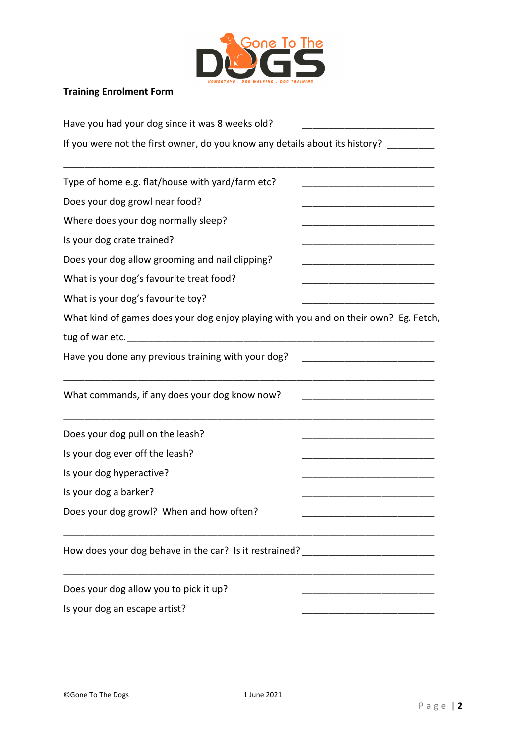**Training Enrolment Form**

Have you had your dog since it was 8 weeks old? ___________________________

If you were not the first owner, do you know any details about its history? _________

_____________________________________________________________________

Type of home e.g. flat/house with yard/farm etc? ___________________________

Does your dog growl near food? ___________________________

Where does your dog normally sleep? ___________________________

Is your dog crate trained? ___________________________

Does your dog allow grooming and nail clipping? ___________________________

What is your dog's favourite treat food? ___________________________

What is your dog's favourite toy? ___________________________

What kind of games does your dog enjoy playing with you and on their own? Eg. Fetch, tug of war etc. _____________________________________________________________

Have you done any previous training with your dog? ___________________________

_____________________________________________________________________

What commands, if any does your dog know now? ___________________________

_____________________________________________________________________

Does your dog pull on the leash? ___________________________

Is your dog ever off the leash? ___________________________

Is your dog hyperactive? ___________________________

Is your dog a barker? ___________________________

Does your dog growl? When and how often? ___________________________

_____________________________________________________________________

How does your dog behave in the car? Is it restrained? ___________________________

_____________________________________________________________________

Does your dog allow you to pick it up? ___________________________

Is your dog an escape artist? ___________________________

©Gone To The Dogs 1 June 2021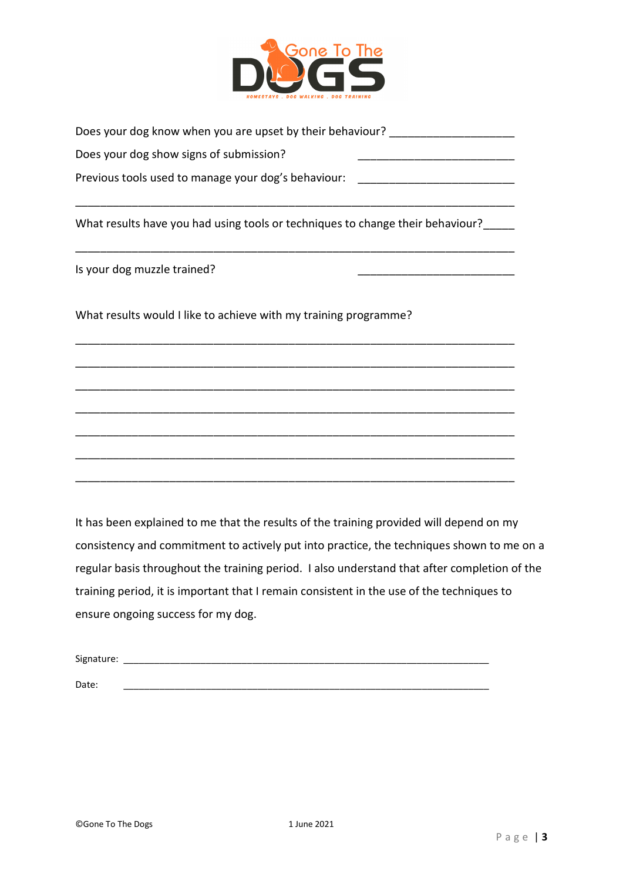Does your dog know when you are upset by their behaviour? ___________________

Does your dog show signs of submission? ________________________

Previous tools used to manage your dog's behaviour: ________________________

______________________________________________________________________

What results have you had using tools or techniques to change their behaviour?_____

______________________________________________________________________

Is your dog muzzle trained? ________________________

What results would I like to achieve with my training programme?

______________________________________________________________________

______________________________________________________________________

______________________________________________________________________

______________________________________________________________________

______________________________________________________________________

______________________________________________________________________

______________________________________________________________________

It has been explained to me that the results of the training provided will depend on my consistency and commitment to actively put into practice, the techniques shown to me on a regular basis throughout the training period. I also understand that after completion of the training period, it is important that I remain consistent in the use of the techniques to ensure ongoing success for my dog.

Signature: ____________________________________________________________

Date: ____________________________________________________________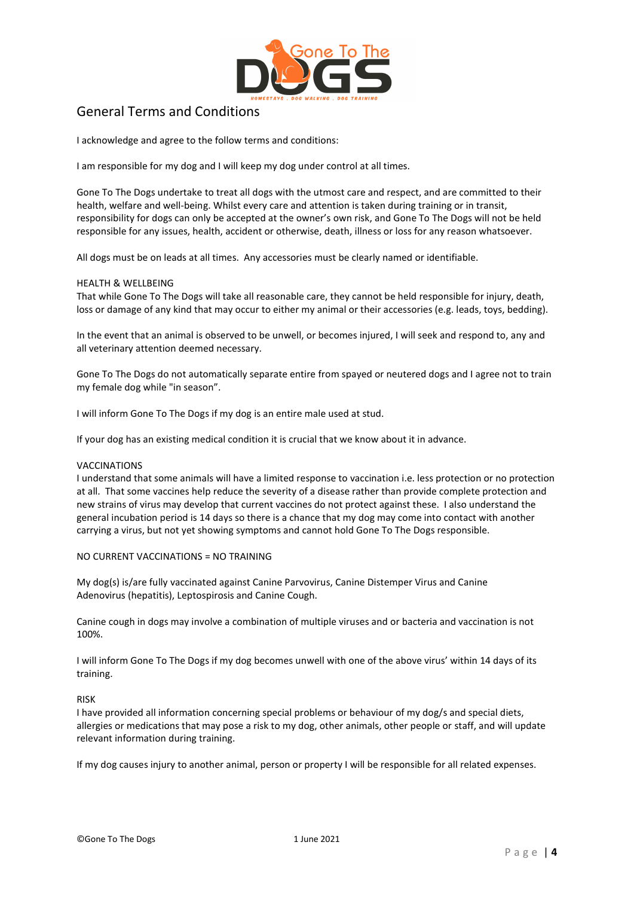# General Terms and Conditions

I acknowledge and agree to the follow terms and conditions:

I am responsible for my dog and I will keep my dog under control at all times.

Gone To The Dogs undertake to treat all dogs with the utmost care and respect, and are committed to their health, welfare and well-being. Whilst every care and attention is taken during training or in transit, responsibility for dogs can only be accepted at the owner's own risk, and Gone To The Dogs will not be held responsible for any issues, health, accident or otherwise, death, illness or loss for any reason whatsoever.

All dogs must be on leads at all times. Any accessories must be clearly named or identifiable.

## HEALTH & WELLBEING

That while Gone To The Dogs will take all reasonable care, they cannot be held responsible for injury, death, loss or damage of any kind that may occur to either my animal or their accessories (e.g. leads, toys, bedding).

In the event that an animal is observed to be unwell, or becomes injured, I will seek and respond to, any and all veterinary attention deemed necessary.

Gone To The Dogs do not automatically separate entire from spayed or neutered dogs and I agree not to train my female dog while "in season".

I will inform Gone To The Dogs if my dog is an entire male used at stud.

If your dog has an existing medical condition it is crucial that we know about it in advance.

## VACCINATIONS

I understand that some animals will have a limited response to vaccination i.e. less protection or no protection at all. That some vaccines help reduce the severity of a disease rather than provide complete protection and new strains of virus may develop that current vaccines do not protect against these. I also understand the general incubation period is 14 days so there is a chance that my dog may come into contact with another carrying a virus, but not yet showing symptoms and cannot hold Gone To The Dogs responsible.

NO CURRENT VACCINATIONS = NO TRAINING

My dog(s) is/are fully vaccinated against Canine Parvovirus, Canine Distemper Virus and Canine Adenovirus (hepatitis), Leptospirosis and Canine Cough.

Canine cough in dogs may involve a combination of multiple viruses and or bacteria and vaccination is not 100%.

I will inform Gone To The Dogs if my dog becomes unwell with one of the above virus' within 14 days of its training.

## RISK

I have provided all information concerning special problems or behaviour of my dog/s and special diets, allergies or medications that may pose a risk to my dog, other animals, other people or staff, and will update relevant information during training.

If my dog causes injury to another animal, person or property I will be responsible for all related expenses.

©Gone To The Dogs 1 June 2021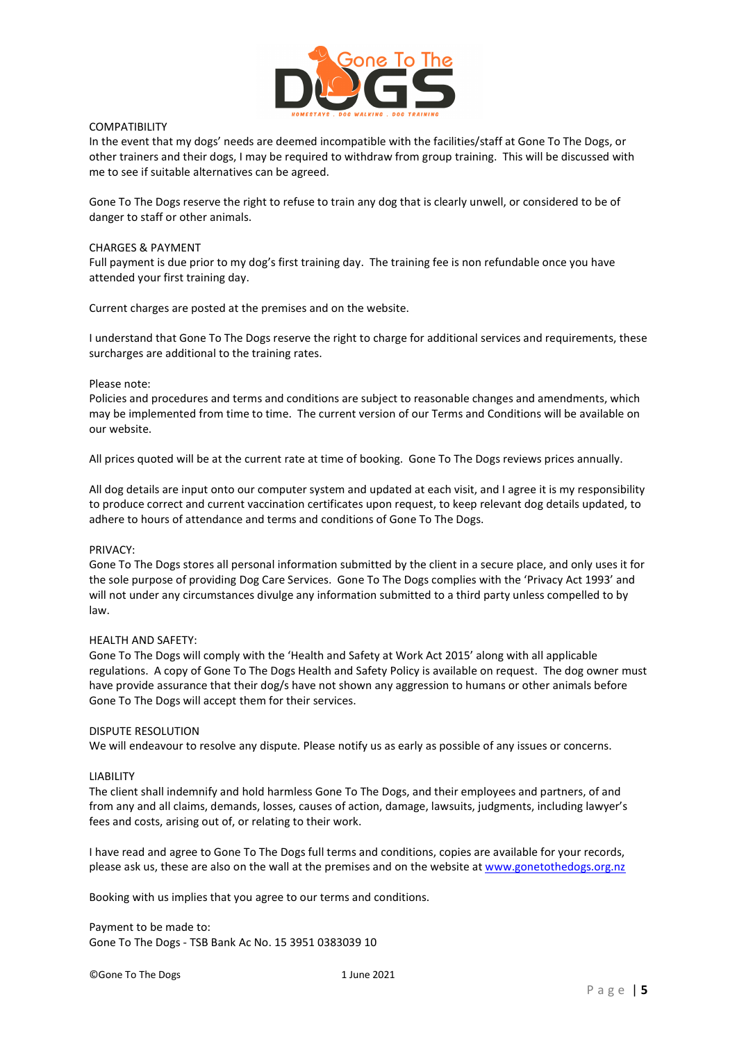## COMPATIBILITY

In the event that my dogs' needs are deemed incompatible with the facilities/staff at Gone To The Dogs, or other trainers and their dogs, I may be required to withdraw from group training. This will be discussed with me to see if suitable alternatives can be agreed.

Gone To The Dogs reserve the right to refuse to train any dog that is clearly unwell, or considered to be of danger to staff or other animals.

## CHARGES & PAYMENT

Full payment is due prior to my dog's first training day. The training fee is non refundable once you have attended your first training day.

Current charges are posted at the premises and on the website.

I understand that Gone To The Dogs reserve the right to charge for additional services and requirements, these surcharges are additional to the training rates.

Please note:
Policies and procedures and terms and conditions are subject to reasonable changes and amendments, which may be implemented from time to time. The current version of our Terms and Conditions will be available on our website.

All prices quoted will be at the current rate at time of booking. Gone To The Dogs reviews prices annually.

All dog details are input onto our computer system and updated at each visit, and I agree it is my responsibility to produce correct and current vaccination certificates upon request, to keep relevant dog details updated, to adhere to hours of attendance and terms and conditions of Gone To The Dogs.

## PRIVACY:

Gone To The Dogs stores all personal information submitted by the client in a secure place, and only uses it for the sole purpose of providing Dog Care Services. Gone To The Dogs complies with the 'Privacy Act 1993' and will not under any circumstances divulge any information submitted to a third party unless compelled to by law.

## HEALTH AND SAFETY:

Gone To The Dogs will comply with the 'Health and Safety at Work Act 2015' along with all applicable regulations. A copy of Gone To The Dogs Health and Safety Policy is available on request. The dog owner must have provide assurance that their dog/s have not shown any aggression to humans or other animals before Gone To The Dogs will accept them for their services.

## DISPUTE RESOLUTION

We will endeavour to resolve any dispute. Please notify us as early as possible of any issues or concerns.

## LIABILITY

The client shall indemnify and hold harmless Gone To The Dogs, and their employees and partners, of and from any and all claims, demands, losses, causes of action, damage, lawsuits, judgments, including lawyer's fees and costs, arising out of, or relating to their work.

I have read and agree to Gone To The Dogs full terms and conditions, copies are available for your records, please ask us, these are also on the wall at the premises and on the website at [www.gonetothedogs.org.nz](http://www.gonetothedogs.org.nz)

Booking with us implies that you agree to our terms and conditions.

Payment to be made to:
Gone To The Dogs - TSB Bank Ac No. 15 3951 0383039 10

©Gone To The Dogs 1 June 2021